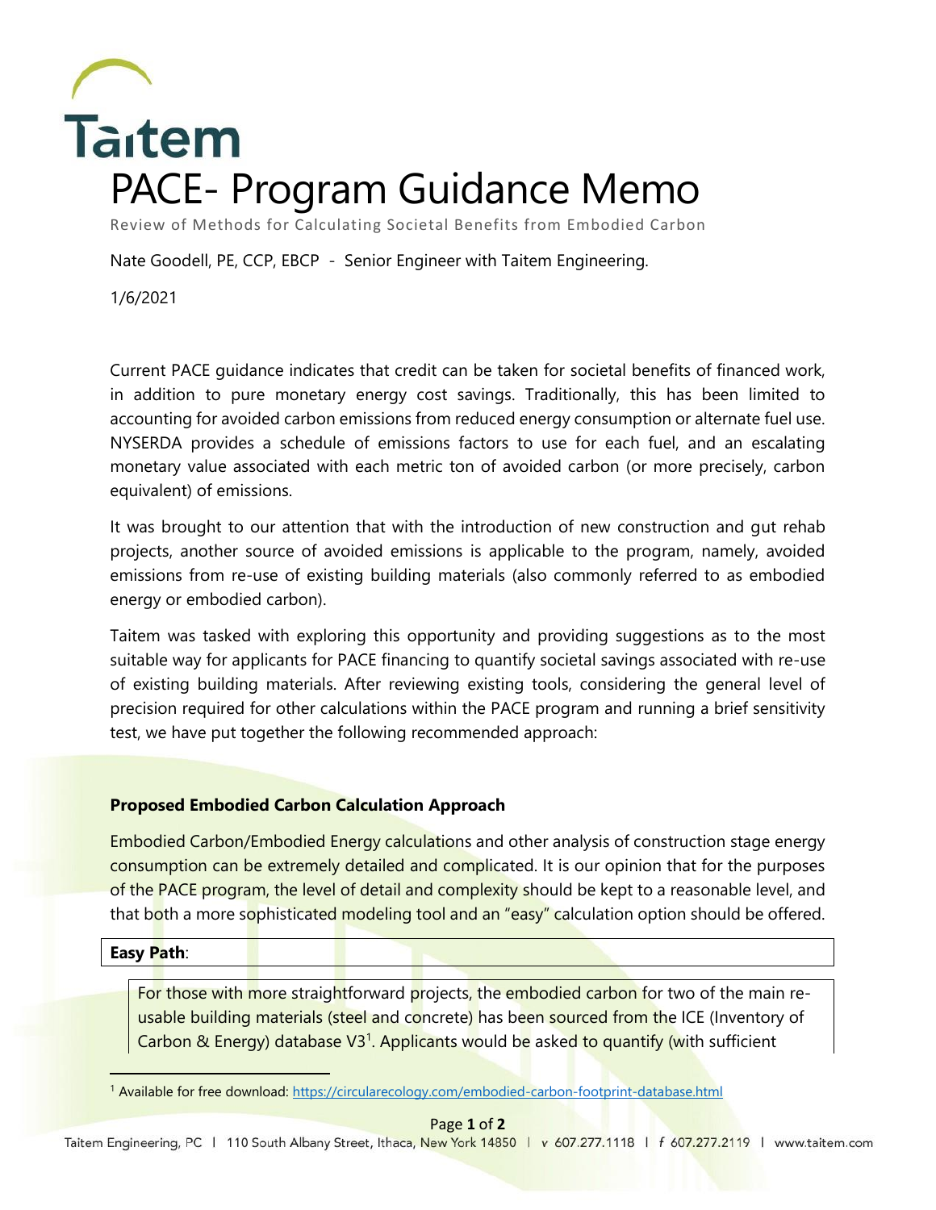Taitem

# PACE- Program Guidance Memo

Review of Methods for Calculating Societal Benefits from Embodied Carbon

Nate Goodell, PE, CCP, EBCP - Senior Engineer with Taitem Engineering.

1/6/2021

Current PACE guidance indicates that credit can be taken for societal benefits of financed work, in addition to pure monetary energy cost savings. Traditionally, this has been limited to accounting for avoided carbon emissions from reduced energy consumption or alternate fuel use. NYSERDA provides a schedule of emissions factors to use for each fuel, and an escalating monetary value associated with each metric ton of avoided carbon (or more precisely, carbon equivalent) of emissions.

It was brought to our attention that with the introduction of new construction and gut rehab projects, another source of avoided emissions is applicable to the program, namely, avoided emissions from re-use of existing building materials (also commonly referred to as embodied energy or embodied carbon).

Taitem was tasked with exploring this opportunity and providing suggestions as to the most suitable way for applicants for PACE financing to quantify societal savings associated with re-use of existing building materials. After reviewing existing tools, considering the general level of precision required for other calculations within the PACE program and running a brief sensitivity test, we have put together the following recommended approach:

**Proposed Embodied Carbon Calculation Approach**

Embodied Carbon/Embodied Energy calculations and other analysis of construction stage energy consumption can be extremely detailed and complicated. It is our opinion that for the purposes of the PACE program, the level of detail and complexity should be kept to a reasonable level, and that both a more sophisticated modeling tool and an "easy" calculation option should be offered.

**Easy Path**:

For those with more straightforward projects, the embodied carbon for two of the main re-usable building materials (steel and concrete) has been sourced from the ICE (Inventory of Carbon & Energy) database V3[1]. Applicants would be asked to quantify (with sufficient

[1] Available for free download: https://circularecology.com/embodied-carbon-footprint-database.html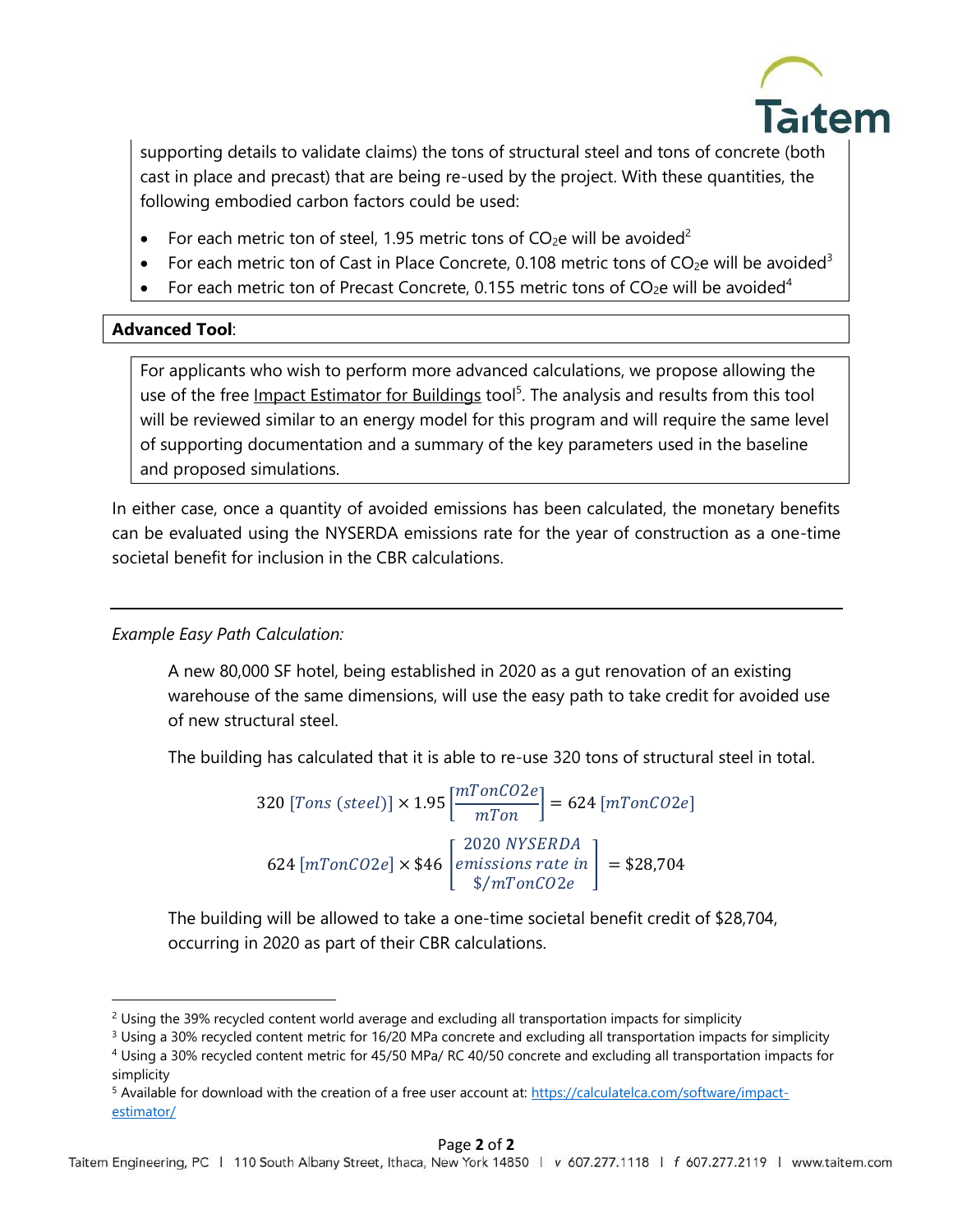supporting details to validate claims) the tons of structural steel and tons of concrete (both cast in place and precast) that are being re-used by the project. With these quantities, the following embodied carbon factors could be used:

- For each metric ton of steel, 1.95 metric tons of $CO_2e$ will be avoided[2]
- For each metric ton of Cast in Place Concrete, 0.108 metric tons of $CO_2e$ will be avoided[3]
- For each metric ton of Precast Concrete, 0.155 metric tons of $CO_2e$ will be avoided[4]

**Advanced Tool**:

For applicants who wish to perform more advanced calculations, we propose allowing the use of the free Impact Estimator for Buildings tool[5]. The analysis and results from this tool will be reviewed similar to an energy model for this program and will require the same level of supporting documentation and a summary of the key parameters used in the baseline and proposed simulations.

In either case, once a quantity of avoided emissions has been calculated, the monetary benefits can be evaluated using the NYSERDA emissions rate for the year of construction as a one-time societal benefit for inclusion in the CBR calculations.

---

*Example Easy Path Calculation:*

A new 80,000 SF hotel, being established in 2020 as a gut renovation of an existing warehouse of the same dimensions, will use the easy path to take credit for avoided use of new structural steel.

The building has calculated that it is able to re-use 320 tons of structural steel in total.

$$320\ [Tons\ (steel)] \times 1.95 \left[\frac{mTonCO2e}{mTon}\right] = 624\ [mTonCO2e]$$

$$624\ [mTonCO2e] \times \$46 \left[\begin{matrix} 2020\ NYSERDA \\ emissions\ rate\ in \\ \$/mTonCO2e \end{matrix}\right] = \$28{,}704$$

The building will be allowed to take a one-time societal benefit credit of $28,704, occurring in 2020 as part of their CBR calculations.

---

[2] Using the 39% recycled content world average and excluding all transportation impacts for simplicity

[3] Using a 30% recycled content metric for 16/20 MPa concrete and excluding all transportation impacts for simplicity

[4] Using a 30% recycled content metric for 45/50 MPa/ RC 40/50 concrete and excluding all transportation impacts for simplicity

[5] Available for download with the creation of a free user account at: https://calculatelca.com/software/impact-estimator/